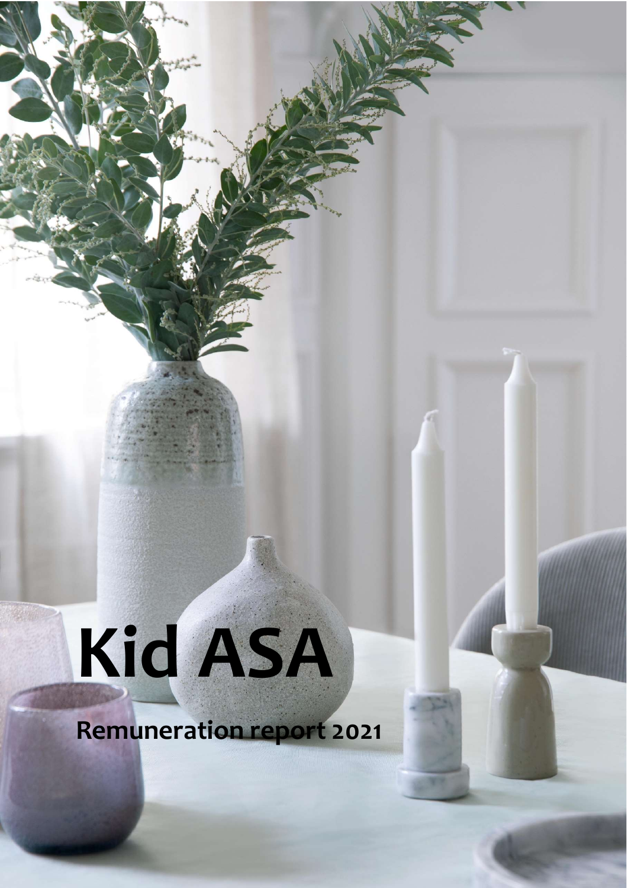# Kid ASA

## Remuneration report 2021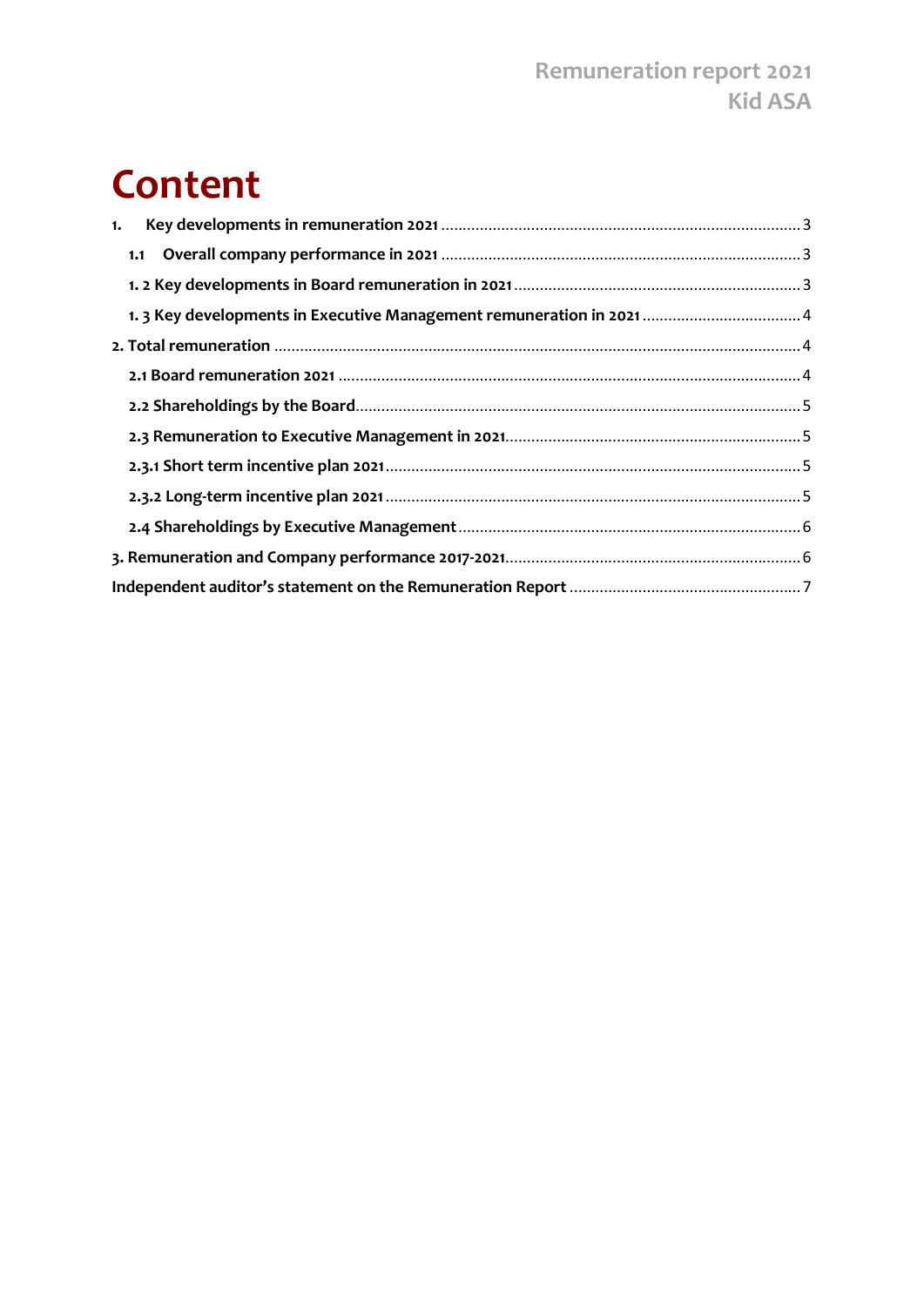# Content

1. Key developments in remuneration 2021 .......... 3
   - 1.1 Overall company performance in 2021 .......... 3
   - 1. 2 Key developments in Board remuneration in 2021 .......... 3
   - 1. 3 Key developments in Executive Management remuneration in 2021 .......... 4

2. Total remuneration .......... 4
   - 2.1 Board remuneration 2021 .......... 4
   - 2.2 Shareholdings by the Board .......... 5
   - 2.3 Remuneration to Executive Management in 2021 .......... 5
   - 2.3.1 Short term incentive plan 2021 .......... 5
   - 2.3.2 Long-term incentive plan 2021 .......... 5
   - 2.4 Shareholdings by Executive Management .......... 6

3. Remuneration and Company performance 2017-2021 .......... 6

Independent auditor's statement on the Remuneration Report .......... 7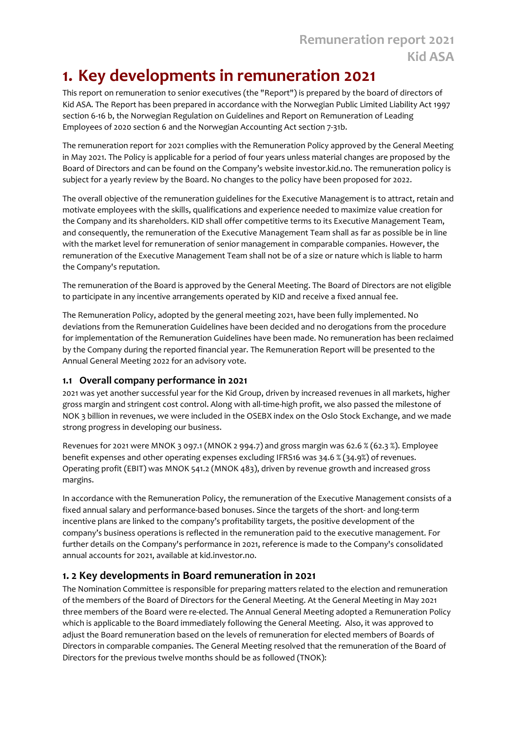# 1. Key developments in remuneration 2021

This report on remuneration to senior executives (the "Report") is prepared by the board of directors of Kid ASA. The Report has been prepared in accordance with the Norwegian Public Limited Liability Act 1997 section 6-16 b, the Norwegian Regulation on Guidelines and Report on Remuneration of Leading Employees of 2020 section 6 and the Norwegian Accounting Act section 7-31b.

The remuneration report for 2021 complies with the Remuneration Policy approved by the General Meeting in May 2021. The Policy is applicable for a period of four years unless material changes are proposed by the Board of Directors and can be found on the Company's website investor.kid.no. The remuneration policy is subject for a yearly review by the Board. No changes to the policy have been proposed for 2022.

The overall objective of the remuneration guidelines for the Executive Management is to attract, retain and motivate employees with the skills, qualifications and experience needed to maximize value creation for the Company and its shareholders. KID shall offer competitive terms to its Executive Management Team, and consequently, the remuneration of the Executive Management Team shall as far as possible be in line with the market level for remuneration of senior management in comparable companies. However, the remuneration of the Executive Management Team shall not be of a size or nature which is liable to harm the Company's reputation.

The remuneration of the Board is approved by the General Meeting. The Board of Directors are not eligible to participate in any incentive arrangements operated by KID and receive a fixed annual fee.

The Remuneration Policy, adopted by the general meeting 2021, have been fully implemented. No deviations from the Remuneration Guidelines have been decided and no derogations from the procedure for implementation of the Remuneration Guidelines have been made. No remuneration has been reclaimed by the Company during the reported financial year. The Remuneration Report will be presented to the Annual General Meeting 2022 for an advisory vote.

### 1.1 Overall company performance in 2021

2021 was yet another successful year for the Kid Group, driven by increased revenues in all markets, higher gross margin and stringent cost control. Along with all-time-high profit, we also passed the milestone of NOK 3 billion in revenues, we were included in the OSEBX index on the Oslo Stock Exchange, and we made strong progress in developing our business.

Revenues for 2021 were MNOK 3 097.1 (MNOK 2 994.7) and gross margin was 62.6 % (62.3 %). Employee benefit expenses and other operating expenses excluding IFRS16 was 34.6 % (34.9%) of revenues. Operating profit (EBIT) was MNOK 541.2 (MNOK 483), driven by revenue growth and increased gross margins.

In accordance with the Remuneration Policy, the remuneration of the Executive Management consists of a fixed annual salary and performance-based bonuses. Since the targets of the short- and long-term incentive plans are linked to the company's profitability targets, the positive development of the company's business operations is reflected in the remuneration paid to the executive management. For further details on the Company's performance in 2021, reference is made to the Company's consolidated annual accounts for 2021, available at kid.investor.no.

### 1. 2 Key developments in Board remuneration in 2021

The Nomination Committee is responsible for preparing matters related to the election and remuneration of the members of the Board of Directors for the General Meeting. At the General Meeting in May 2021 three members of the Board were re-elected. The Annual General Meeting adopted a Remuneration Policy which is applicable to the Board immediately following the General Meeting. Also, it was approved to adjust the Board remuneration based on the levels of remuneration for elected members of Boards of Directors in comparable companies. The General Meeting resolved that the remuneration of the Board of Directors for the previous twelve months should be as followed (TNOK):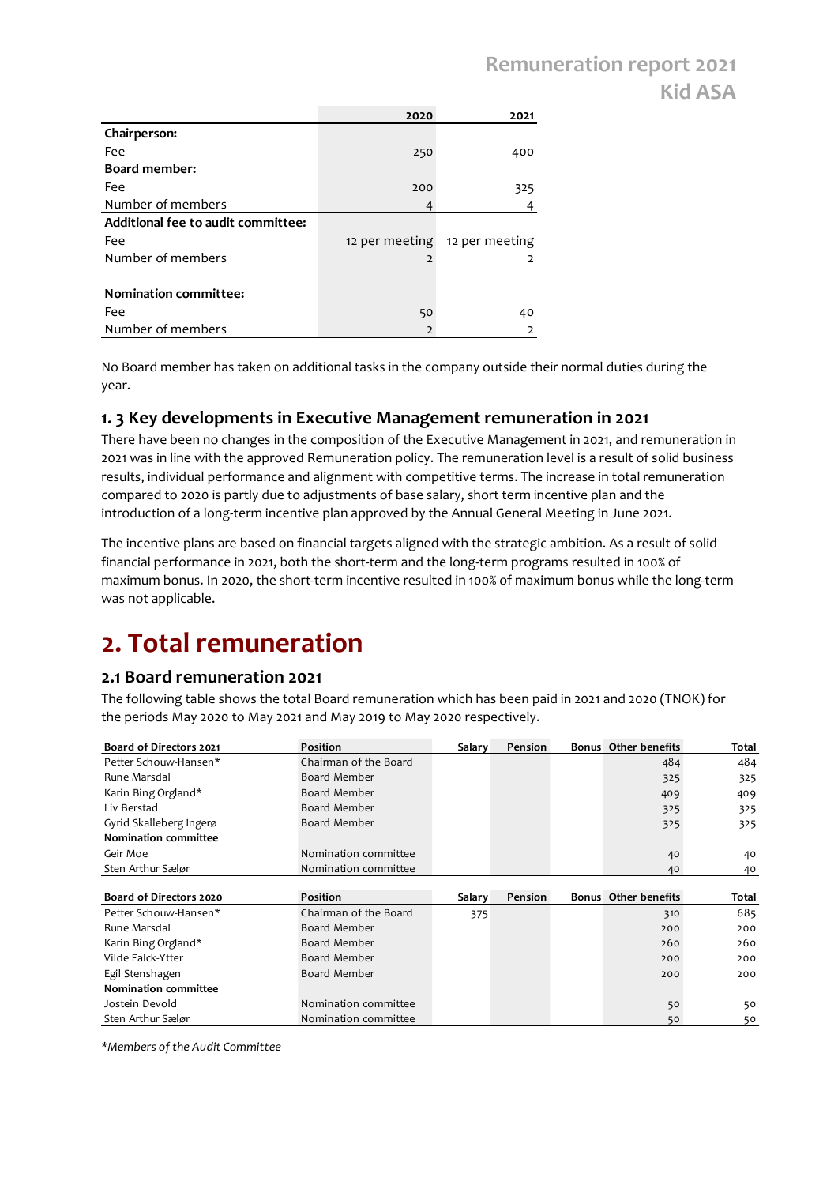| | 2020 | 2021 |
|---|---|---|
| **Chairperson:** | | |
| Fee | 250 | 400 |
| **Board member:** | | |
| Fee | 200 | 325 |
| Number of members | 4 | 4 |
| **Additional fee to audit committee:** | | |
| Fee | 12 per meeting | 12 per meeting |
| Number of members | 2 | 2 |
| | | |
| **Nomination committee:** | | |
| Fee | 50 | 40 |
| Number of members | 2 | 2 |

No Board member has taken on additional tasks in the company outside their normal duties during the year.

### 1. 3 Key developments in Executive Management remuneration in 2021

There have been no changes in the composition of the Executive Management in 2021, and remuneration in 2021 was in line with the approved Remuneration policy. The remuneration level is a result of solid business results, individual performance and alignment with competitive terms. The increase in total remuneration compared to 2020 is partly due to adjustments of base salary, short term incentive plan and the introduction of a long-term incentive plan approved by the Annual General Meeting in June 2021.

The incentive plans are based on financial targets aligned with the strategic ambition. As a result of solid financial performance in 2021, both the short-term and the long-term programs resulted in 100% of maximum bonus. In 2020, the short-term incentive resulted in 100% of maximum bonus while the long-term was not applicable.

# 2. Total remuneration

### 2.1 Board remuneration 2021

The following table shows the total Board remuneration which has been paid in 2021 and 2020 (TNOK) for the periods May 2020 to May 2021 and May 2019 to May 2020 respectively.

| Board of Directors 2021 | Position | Salary | Pension | Bonus | Other benefits | Total |
|---|---|---|---|---|---|---|
| Petter Schouw-Hansen* | Chairman of the Board | | | | 484 | 484 |
| Rune Marsdal | Board Member | | | | 325 | 325 |
| Karin Bing Orgland* | Board Member | | | | 409 | 409 |
| Liv Berstad | Board Member | | | | 325 | 325 |
| Gyrid Skalleberg Ingerø | Board Member | | | | 325 | 325 |
| **Nomination committee** | | | | | | |
| Geir Moe | Nomination committee | | | | 40 | 40 |
| Sten Arthur Sælør | Nomination committee | | | | 40 | 40 |

| Board of Directors 2020 | Position | Salary | Pension | Bonus | Other benefits | Total |
|---|---|---|---|---|---|---|
| Petter Schouw-Hansen* | Chairman of the Board | 375 | | | 310 | 685 |
| Rune Marsdal | Board Member | | | | 200 | 200 |
| Karin Bing Orgland* | Board Member | | | | 260 | 260 |
| Vilde Falck-Ytter | Board Member | | | | 200 | 200 |
| Egil Stenshagen | Board Member | | | | 200 | 200 |
| **Nomination committee** | | | | | | |
| Jostein Devold | Nomination committee | | | | 50 | 50 |
| Sten Arthur Sælør | Nomination committee | | | | 50 | 50 |

*\*Members of the Audit Committee*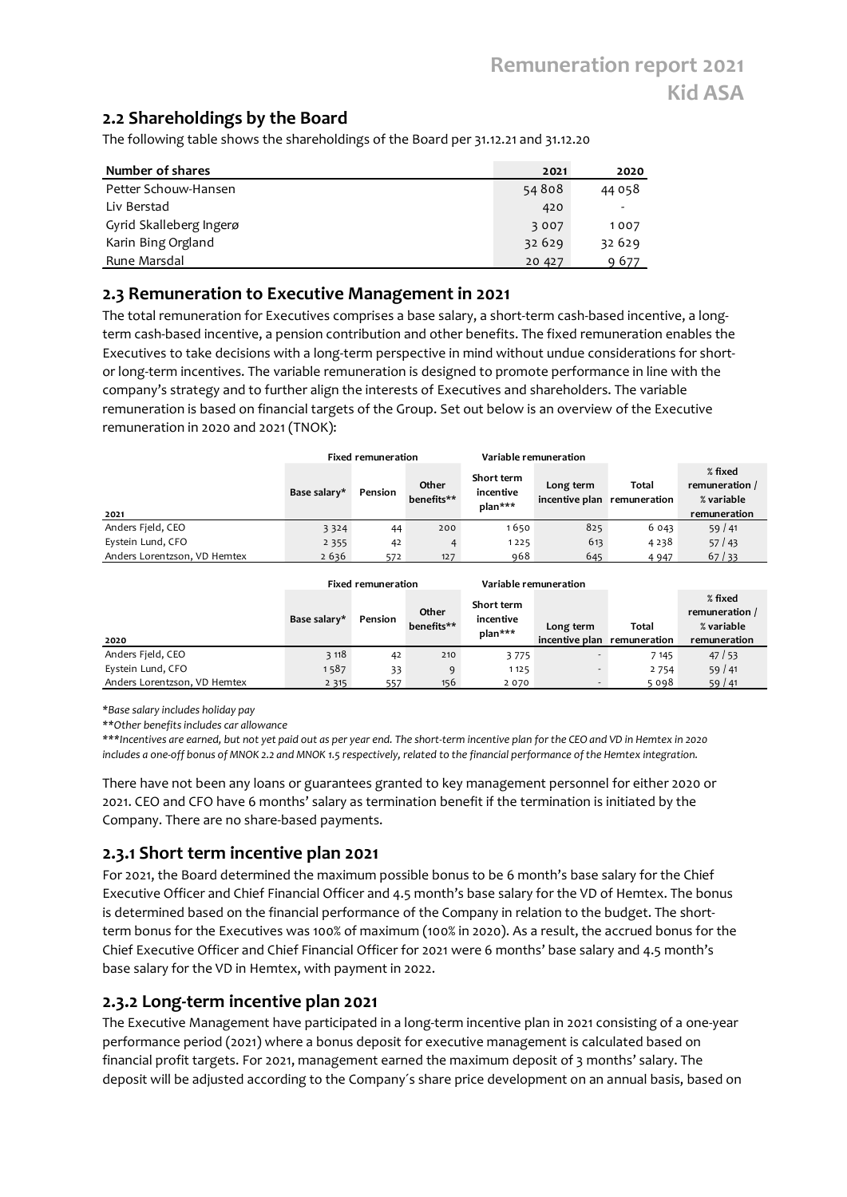## 2.2 Shareholdings by the Board

The following table shows the shareholdings of the Board per 31.12.21 and 31.12.20

| Number of shares | 2021 | 2020 |
|---|---|---|
| Petter Schouw-Hansen | 54 808 | 44 058 |
| Liv Berstad | 420 | - |
| Gyrid Skalleberg Ingerø | 3 007 | 1 007 |
| Karin Bing Orgland | 32 629 | 32 629 |
| Rune Marsdal | 20 427 | 9 677 |

## 2.3 Remuneration to Executive Management in 2021

The total remuneration for Executives comprises a base salary, a short-term cash-based incentive, a long-term cash-based incentive, a pension contribution and other benefits. The fixed remuneration enables the Executives to take decisions with a long-term perspective in mind without undue considerations for short- or long-term incentives. The variable remuneration is designed to promote performance in line with the company's strategy and to further align the interests of Executives and shareholders. The variable remuneration is based on financial targets of the Group. Set out below is an overview of the Executive remuneration in 2020 and 2021 (TNOK):

| | Fixed remuneration | | | Variable remuneration | | | |
|---|---|---|---|---|---|---|---|
| 2021 | Base salary* | Pension | Other benefits** | Short term incentive plan*** | Long term incentive plan | Total remuneration | % fixed remuneration / % variable remuneration |
| Anders Fjeld, CEO | 3 324 | 44 | 200 | 1 650 | 825 | 6 043 | 59 / 41 |
| Eystein Lund, CFO | 2 355 | 42 | 4 | 1 225 | 613 | 4 238 | 57 / 43 |
| Anders Lorentzson, VD Hemtex | 2 636 | 572 | 127 | 968 | 645 | 4 947 | 67 / 33 |

| | Fixed remuneration | | | Variable remuneration | | | |
|---|---|---|---|---|---|---|---|
| 2020 | Base salary* | Pension | Other benefits** | Short term incentive plan*** | Long term incentive plan | Total remuneration | % fixed remuneration / % variable remuneration |
| Anders Fjeld, CEO | 3 118 | 42 | 210 | 3 775 | - | 7 145 | 47 / 53 |
| Eystein Lund, CFO | 1 587 | 33 | 9 | 1 125 | - | 2 754 | 59 / 41 |
| Anders Lorentzson, VD Hemtex | 2 315 | 557 | 156 | 2 070 | - | 5 098 | 59 / 41 |

**Base salary includes holiday pay*

***Other benefits includes car allowance*

****Incentives are earned, but not yet paid out as per year end. The short-term incentive plan for the CEO and VD in Hemtex in 2020 includes a one-off bonus of MNOK 2.2 and MNOK 1.5 respectively, related to the financial performance of the Hemtex integration.*

There have not been any loans or guarantees granted to key management personnel for either 2020 or 2021. CEO and CFO have 6 months' salary as termination benefit if the termination is initiated by the Company. There are no share-based payments.

### 2.3.1 Short term incentive plan 2021

For 2021, the Board determined the maximum possible bonus to be 6 month's base salary for the Chief Executive Officer and Chief Financial Officer and 4.5 month's base salary for the VD of Hemtex. The bonus is determined based on the financial performance of the Company in relation to the budget. The short-term bonus for the Executives was 100% of maximum (100% in 2020). As a result, the accrued bonus for the Chief Executive Officer and Chief Financial Officer for 2021 were 6 months' base salary and 4.5 month's base salary for the VD in Hemtex, with payment in 2022.

### 2.3.2 Long-term incentive plan 2021

The Executive Management have participated in a long-term incentive plan in 2021 consisting of a one-year performance period (2021) where a bonus deposit for executive management is calculated based on financial profit targets. For 2021, management earned the maximum deposit of 3 months' salary. The deposit will be adjusted according to the Company´s share price development on an annual basis, based on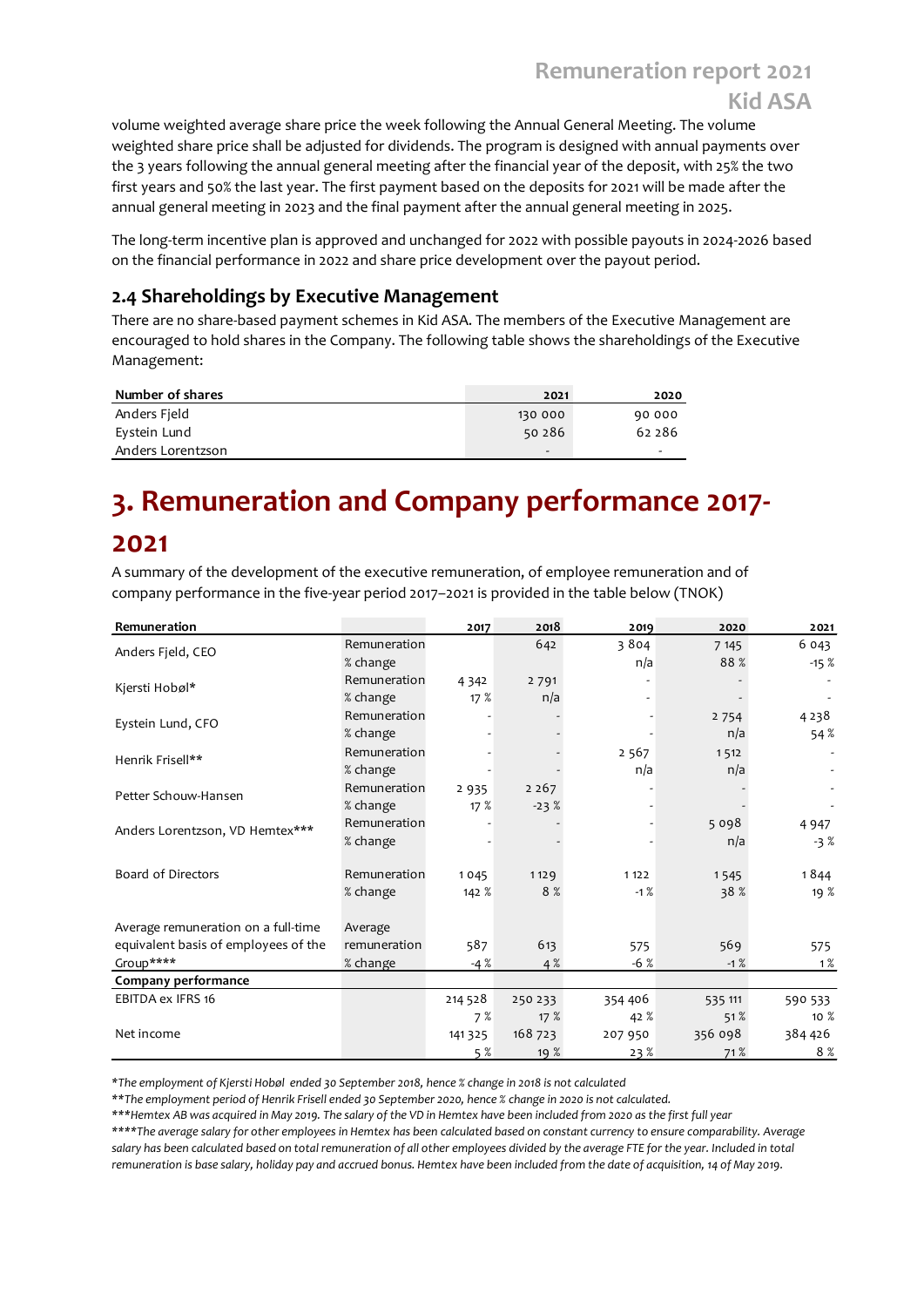volume weighted average share price the week following the Annual General Meeting. The volume weighted share price shall be adjusted for dividends. The program is designed with annual payments over the 3 years following the annual general meeting after the financial year of the deposit, with 25% the two first years and 50% the last year. The first payment based on the deposits for 2021 will be made after the annual general meeting in 2023 and the final payment after the annual general meeting in 2025.

The long-term incentive plan is approved and unchanged for 2022 with possible payouts in 2024-2026 based on the financial performance in 2022 and share price development over the payout period.

### 2.4 Shareholdings by Executive Management

There are no share-based payment schemes in Kid ASA. The members of the Executive Management are encouraged to hold shares in the Company. The following table shows the shareholdings of the Executive Management:

| Number of shares | 2021 | 2020 |
|---|---|---|
| Anders Fjeld | 130 000 | 90 000 |
| Eystein Lund | 50 286 | 62 286 |
| Anders Lorentzson | - | - |

# 3. Remuneration and Company performance 2017-2021

A summary of the development of the executive remuneration, of employee remuneration and of company performance in the five-year period 2017–2021 is provided in the table below (TNOK)

| Remuneration | | 2017 | 2018 | 2019 | 2020 | 2021 |
|---|---|---|---|---|---|---|
| Anders Fjeld, CEO | Remuneration | | 642 | 3 804 | 7 145 | 6 043 |
| | % change | | | n/a | 88 % | -15 % |
| Kjersti Hobøl* | Remuneration | 4 342 | 2 791 | - | - | - |
| | % change | 17 % | n/a | - | - | - |
| Eystein Lund, CFO | Remuneration | - | - | - | 2 754 | 4 238 |
| | % change | - | - | - | n/a | 54 % |
| Henrik Frisell** | Remuneration | - | - | 2 567 | 1 512 | - |
| | % change | - | - | n/a | n/a | - |
| Petter Schouw-Hansen | Remuneration | 2 935 | 2 267 | - | - | - |
| | % change | 17 % | -23 % | - | - | - |
| Anders Lorentzson, VD Hemtex*** | Remuneration | - | - | - | 5 098 | 4 947 |
| | % change | - | - | - | n/a | -3 % |
| Board of Directors | Remuneration | 1 045 | 1 129 | 1 122 | 1 545 | 1 844 |
| | % change | 142 % | 8 % | -1 % | 38 % | 19 % |
| Average remuneration on a full-time equivalent basis of employees of the Group**** | Average remuneration | 587 | 613 | 575 | 569 | 575 |
| | % change | -4 % | 4 % | -6 % | -1 % | 1 % |
| **Company performance** | | | | | | |
| EBITDA ex IFRS 16 | | 214 528 | 250 233 | 354 406 | 535 111 | 590 533 |
| | | 7 % | 17 % | 42 % | 51 % | 10 % |
| Net income | | 141 325 | 168 723 | 207 950 | 356 098 | 384 426 |
| | | 5 % | 19 % | 23 % | 71 % | 8 % |

*\*The employment of Kjersti Hobøl ended 30 September 2018, hence % change in 2018 is not calculated*

*\*\*The employment period of Henrik Frisell ended 30 September 2020, hence % change in 2020 is not calculated.*

*\*\*\*Hemtex AB was acquired in May 2019. The salary of the VD in Hemtex have been included from 2020 as the first full year*

*\*\*\*\*The average salary for other employees in Hemtex has been calculated based on constant currency to ensure comparability. Average salary has been calculated based on total remuneration of all other employees divided by the average FTE for the year. Included in total remuneration is base salary, holiday pay and accrued bonus. Hemtex have been included from the date of acquisition, 14 of May 2019.*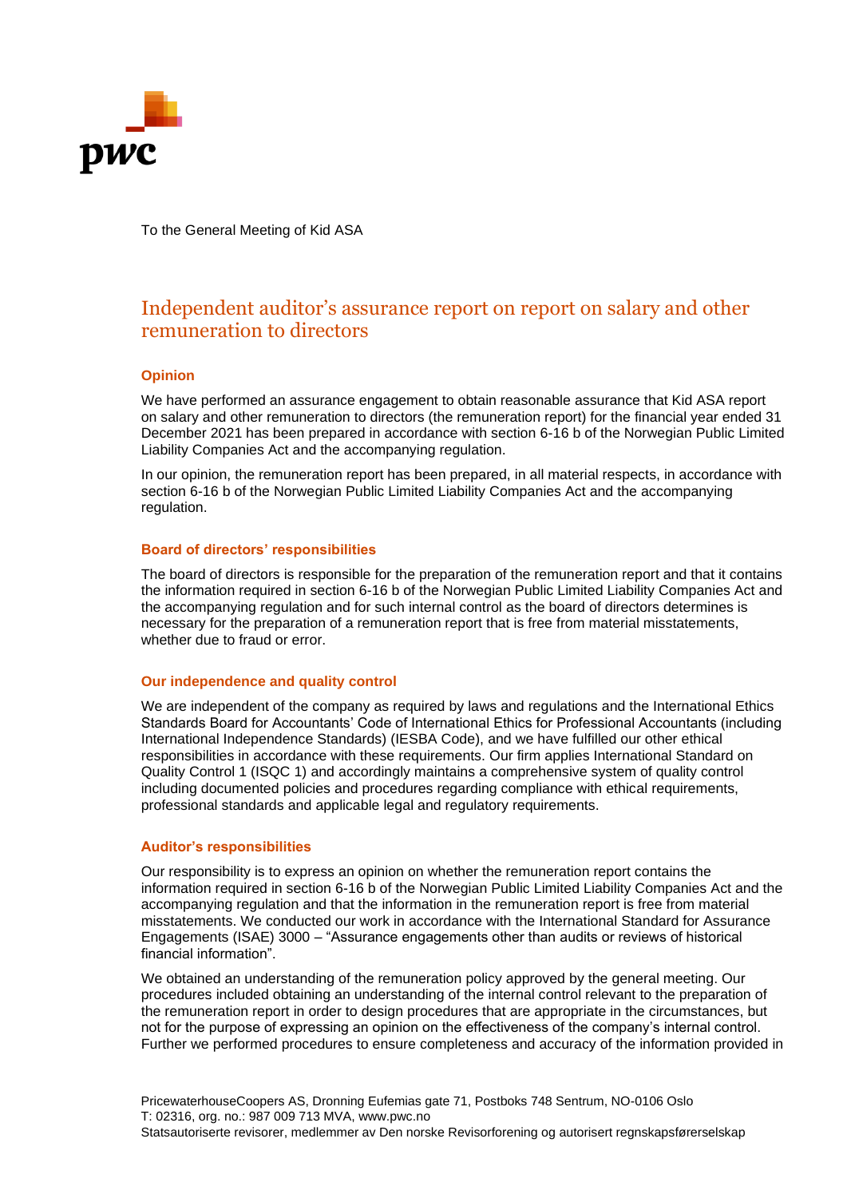To the General Meeting of Kid ASA

# Independent auditor's assurance report on report on salary and other remuneration to directors

## Opinion

We have performed an assurance engagement to obtain reasonable assurance that Kid ASA report on salary and other remuneration to directors (the remuneration report) for the financial year ended 31 December 2021 has been prepared in accordance with section 6-16 b of the Norwegian Public Limited Liability Companies Act and the accompanying regulation.

In our opinion, the remuneration report has been prepared, in all material respects, in accordance with section 6-16 b of the Norwegian Public Limited Liability Companies Act and the accompanying regulation.

## Board of directors' responsibilities

The board of directors is responsible for the preparation of the remuneration report and that it contains the information required in section 6-16 b of the Norwegian Public Limited Liability Companies Act and the accompanying regulation and for such internal control as the board of directors determines is necessary for the preparation of a remuneration report that is free from material misstatements, whether due to fraud or error.

## Our independence and quality control

We are independent of the company as required by laws and regulations and the International Ethics Standards Board for Accountants' Code of International Ethics for Professional Accountants (including International Independence Standards) (IESBA Code), and we have fulfilled our other ethical responsibilities in accordance with these requirements. Our firm applies International Standard on Quality Control 1 (ISQC 1) and accordingly maintains a comprehensive system of quality control including documented policies and procedures regarding compliance with ethical requirements, professional standards and applicable legal and regulatory requirements.

## Auditor's responsibilities

Our responsibility is to express an opinion on whether the remuneration report contains the information required in section 6-16 b of the Norwegian Public Limited Liability Companies Act and the accompanying regulation and that the information in the remuneration report is free from material misstatements. We conducted our work in accordance with the International Standard for Assurance Engagements (ISAE) 3000 – "Assurance engagements other than audits or reviews of historical financial information".

We obtained an understanding of the remuneration policy approved by the general meeting. Our procedures included obtaining an understanding of the internal control relevant to the preparation of the remuneration report in order to design procedures that are appropriate in the circumstances, but not for the purpose of expressing an opinion on the effectiveness of the company's internal control. Further we performed procedures to ensure completeness and accuracy of the information provided in

PricewaterhouseCoopers AS, Dronning Eufemias gate 71, Postboks 748 Sentrum, NO-0106 Oslo
T: 02316, org. no.: 987 009 713 MVA, www.pwc.no
Statsautoriserte revisorer, medlemmer av Den norske Revisorforening og autorisert regnskapsførerselskap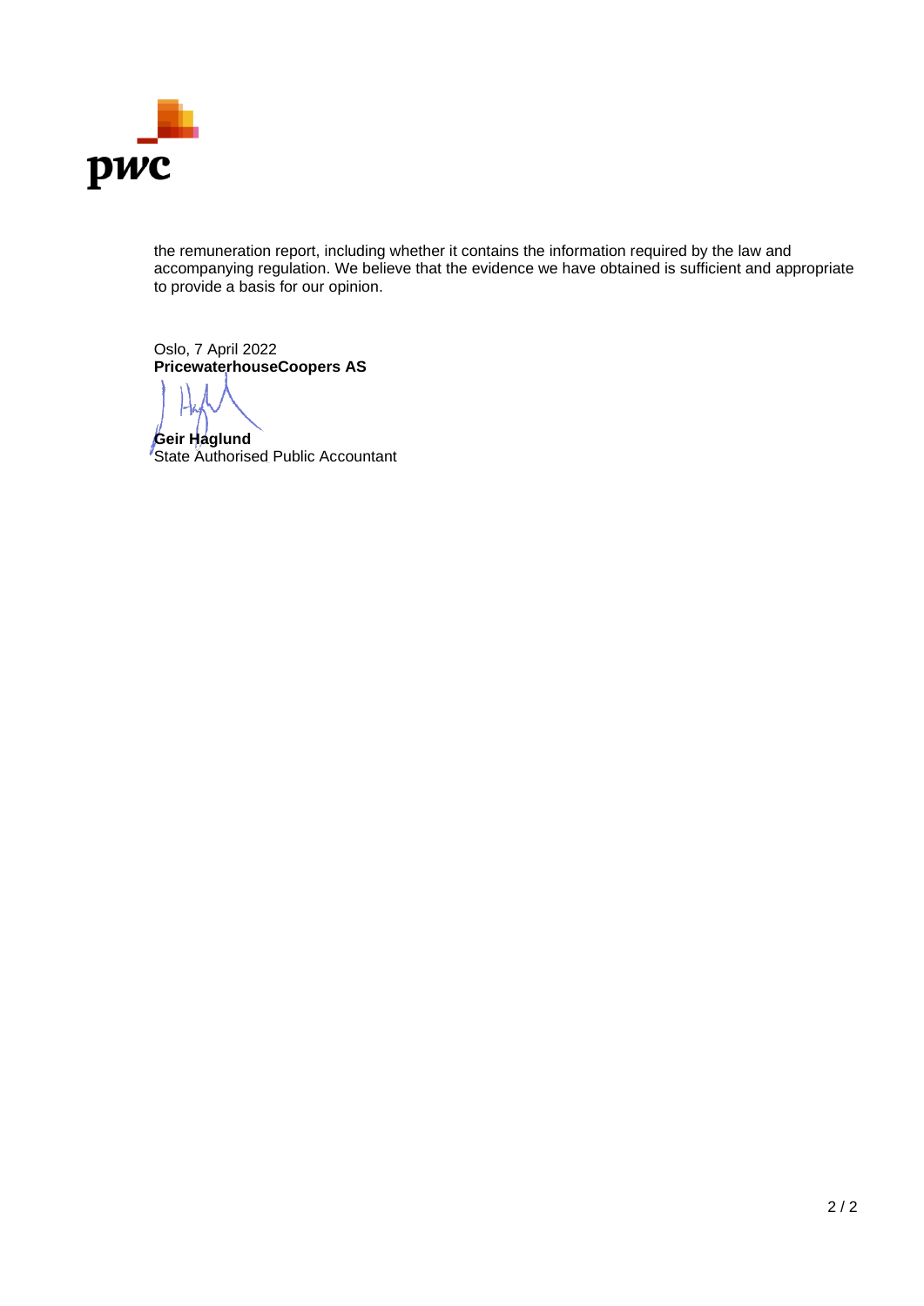the remuneration report, including whether it contains the information required by the law and accompanying regulation. We believe that the evidence we have obtained is sufficient and appropriate to provide a basis for our opinion.

Oslo, 7 April 2022
**PricewaterhouseCoopers AS**

**Geir Haglund**
State Authorised Public Accountant